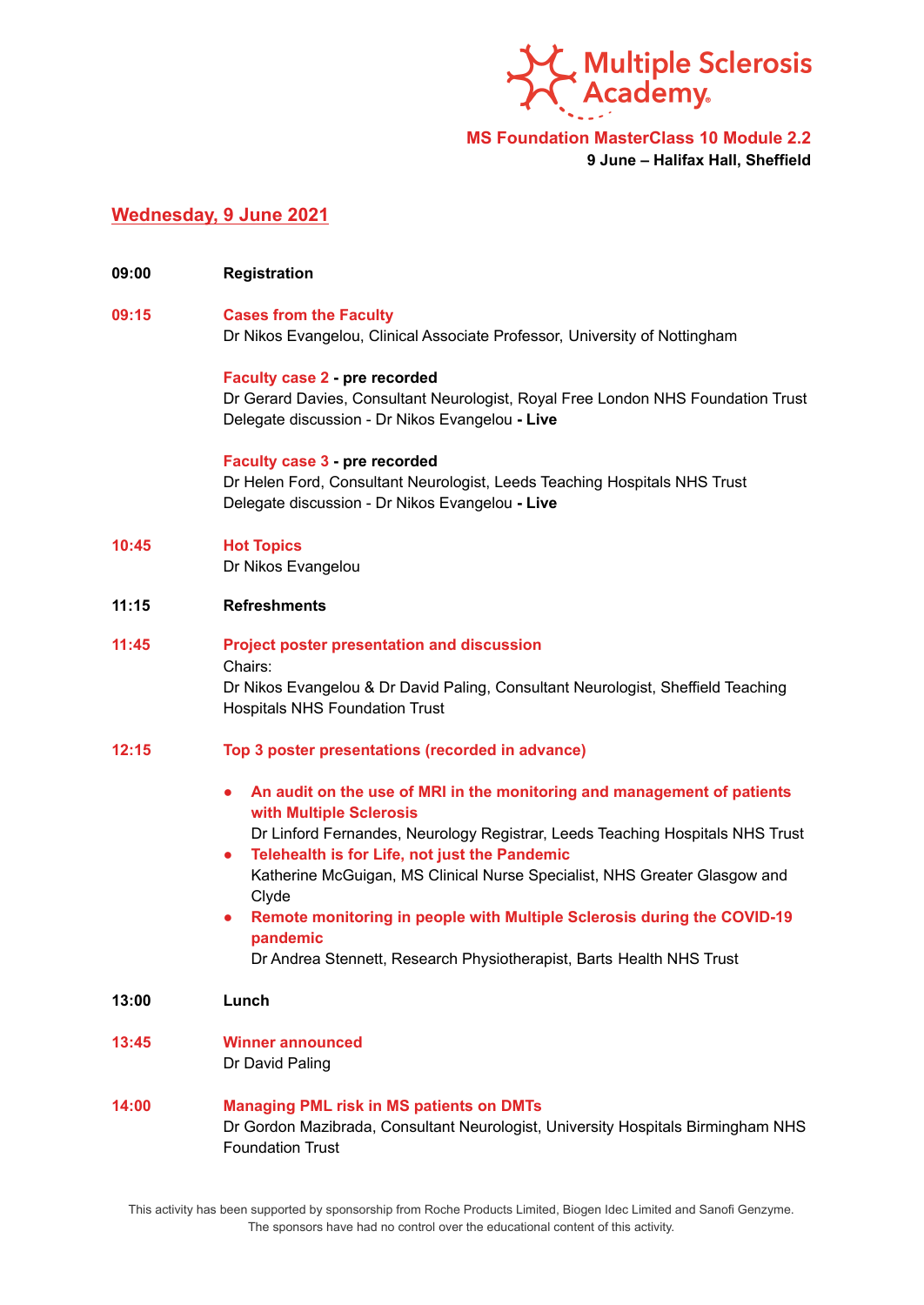Multiple Sclerosis Academy

**MS Foundation MasterClass 10 Module 2.2**
**9 June – Halifax Hall, Sheffield**

## Wednesday, 9 June 2021

**09:00** **Registration**

**09:15** **Cases from the Faculty**
Dr Nikos Evangelou, Clinical Associate Professor, University of Nottingham

**Faculty case 2 - pre recorded**
Dr Gerard Davies, Consultant Neurologist, Royal Free London NHS Foundation Trust
Delegate discussion - Dr Nikos Evangelou **- Live**

**Faculty case 3 - pre recorded**
Dr Helen Ford, Consultant Neurologist, Leeds Teaching Hospitals NHS Trust
Delegate discussion - Dr Nikos Evangelou **- Live**

**10:45** **Hot Topics**
Dr Nikos Evangelou

**11:15** **Refreshments**

**11:45** **Project poster presentation and discussion**
Chairs:
Dr Nikos Evangelou & Dr David Paling, Consultant Neurologist, Sheffield Teaching Hospitals NHS Foundation Trust

**12:15** **Top 3 poster presentations (recorded in advance)**

- **An audit on the use of MRI in the monitoring and management of patients with Multiple Sclerosis**
  Dr Linford Fernandes, Neurology Registrar, Leeds Teaching Hospitals NHS Trust
- **Telehealth is for Life, not just the Pandemic**
  Katherine McGuigan, MS Clinical Nurse Specialist, NHS Greater Glasgow and Clyde
- **Remote monitoring in people with Multiple Sclerosis during the COVID-19 pandemic**
  Dr Andrea Stennett, Research Physiotherapist, Barts Health NHS Trust

**13:00** **Lunch**

**13:45** **Winner announced**
Dr David Paling

**14:00** **Managing PML risk in MS patients on DMTs**
Dr Gordon Mazibrada, Consultant Neurologist, University Hospitals Birmingham NHS Foundation Trust

This activity has been supported by sponsorship from Roche Products Limited, Biogen Idec Limited and Sanofi Genzyme. The sponsors have had no control over the educational content of this activity.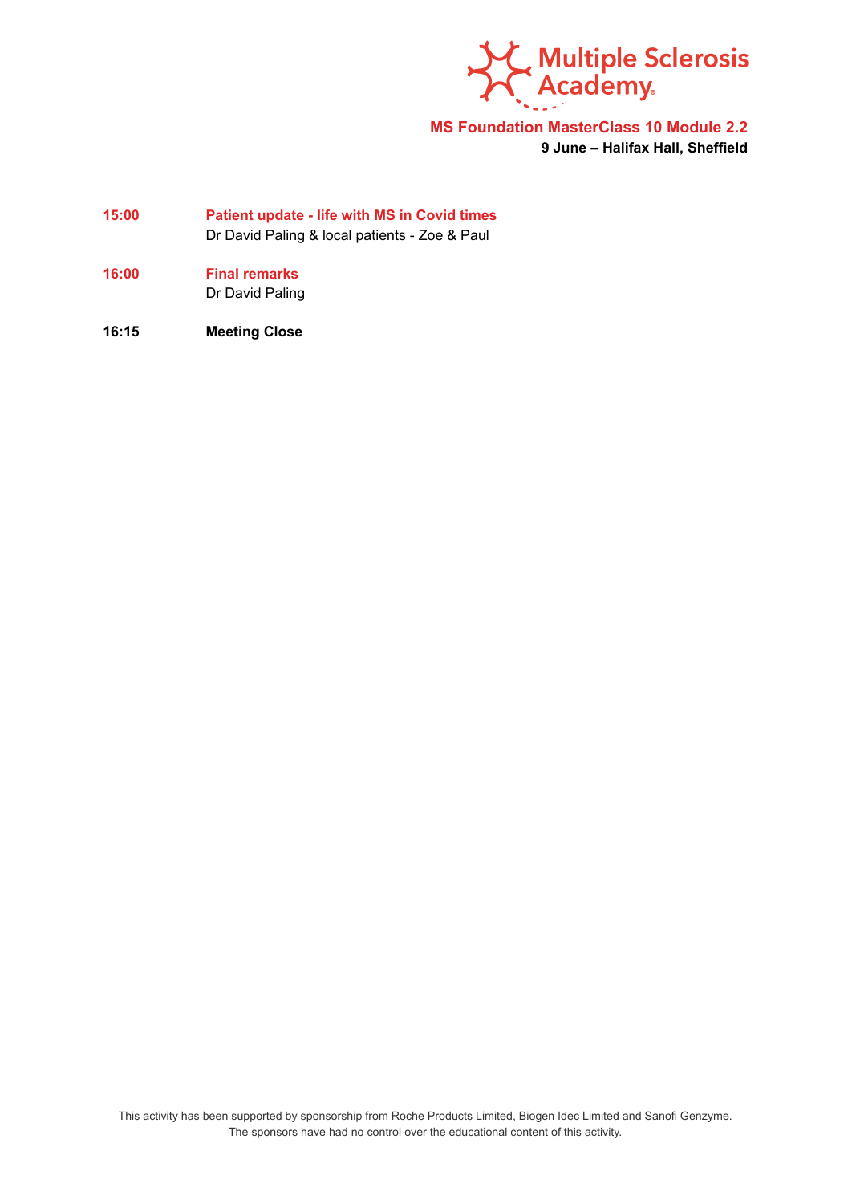Multiple Sclerosis Academy

**MS Foundation MasterClass 10 Module 2.2**

**9 June – Halifax Hall, Sheffield**

**15:00** **Patient update - life with MS in Covid times**
Dr David Paling & local patients - Zoe & Paul

**16:00** **Final remarks**
Dr David Paling

**16:15** **Meeting Close**

This activity has been supported by sponsorship from Roche Products Limited, Biogen Idec Limited and Sanofi Genzyme.
The sponsors have had no control over the educational content of this activity.